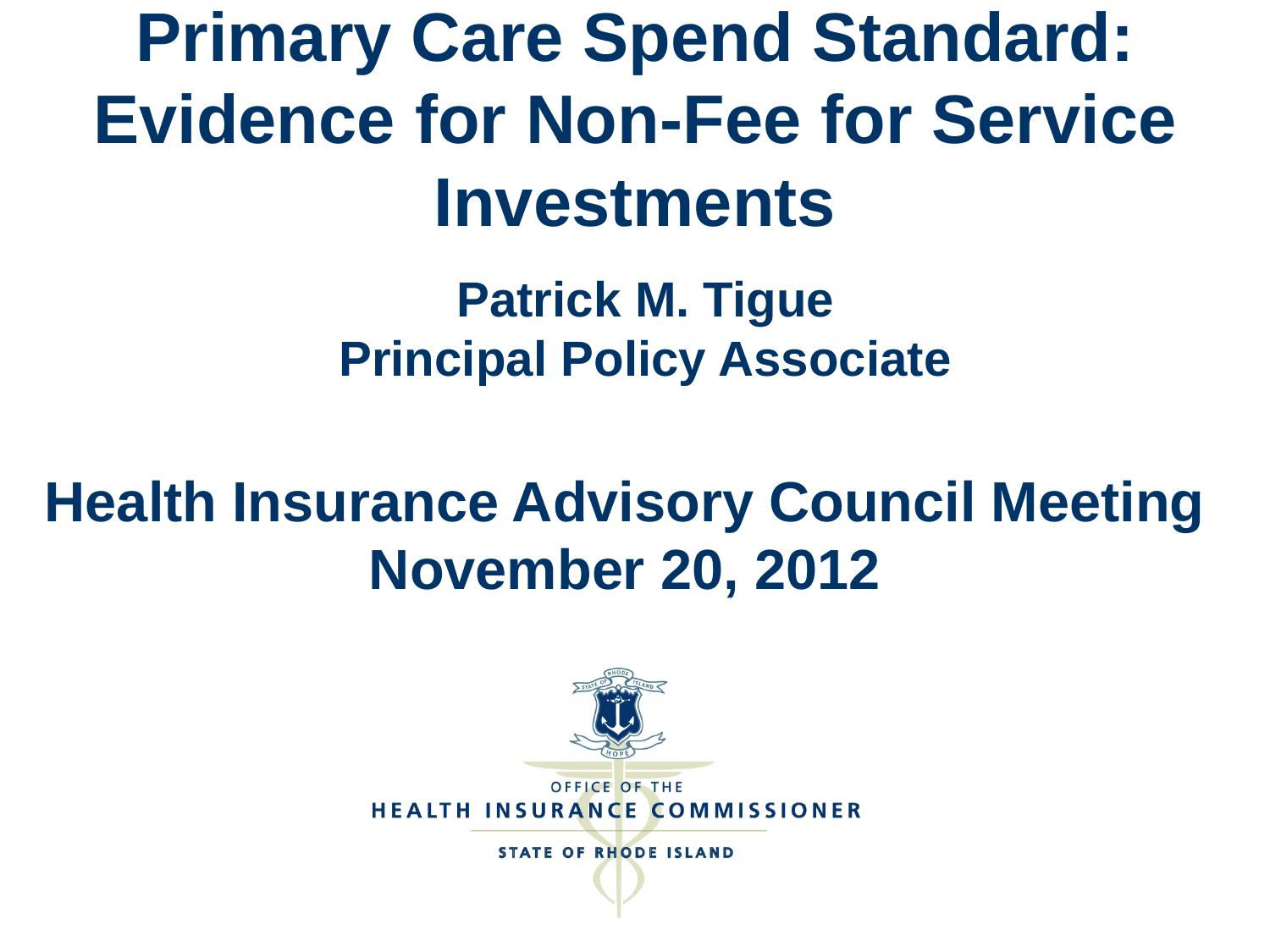# Primary Care Spend Standard: Evidence for Non-Fee for Service Investments

**Patrick M. Tigue**
**Principal Policy Associate**

## Health Insurance Advisory Council Meeting
## November 20, 2012

OFFICE OF THE
HEALTH INSURANCE COMMISSIONER
STATE OF RHODE ISLAND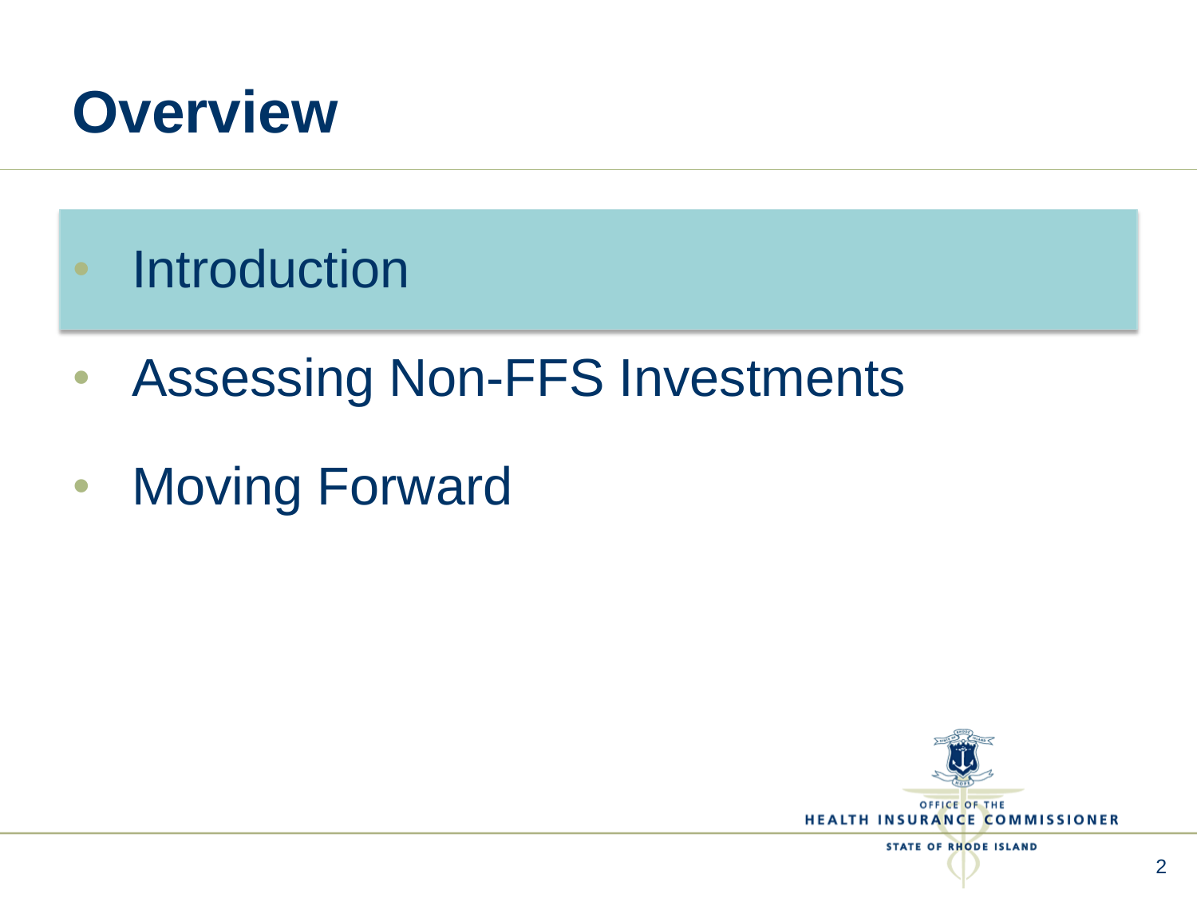# Overview

- Introduction
- Assessing Non-FFS Investments
- Moving Forward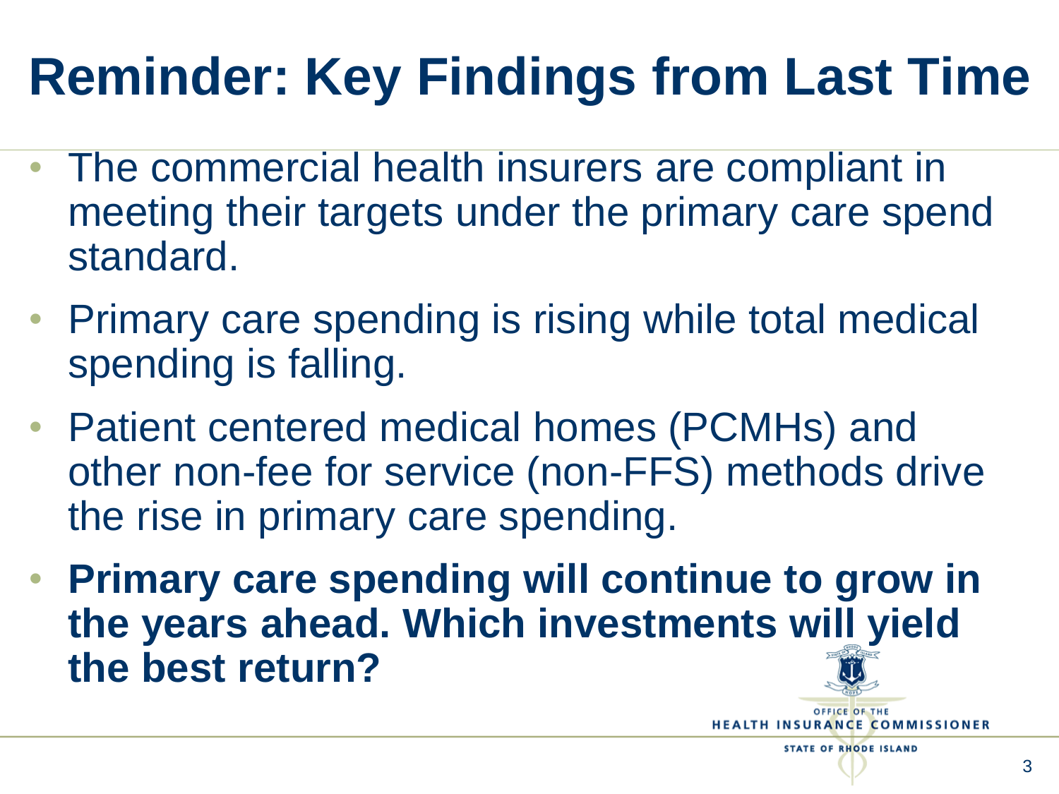# Reminder: Key Findings from Last Time

- The commercial health insurers are compliant in meeting their targets under the primary care spend standard.
- Primary care spending is rising while total medical spending is falling.
- Patient centered medical homes (PCMHs) and other non-fee for service (non-FFS) methods drive the rise in primary care spending.
- **Primary care spending will continue to grow in the years ahead. Which investments will yield the best return?**

OFFICE OF THE
HEALTH INSURANCE COMMISSIONER
STATE OF RHODE ISLAND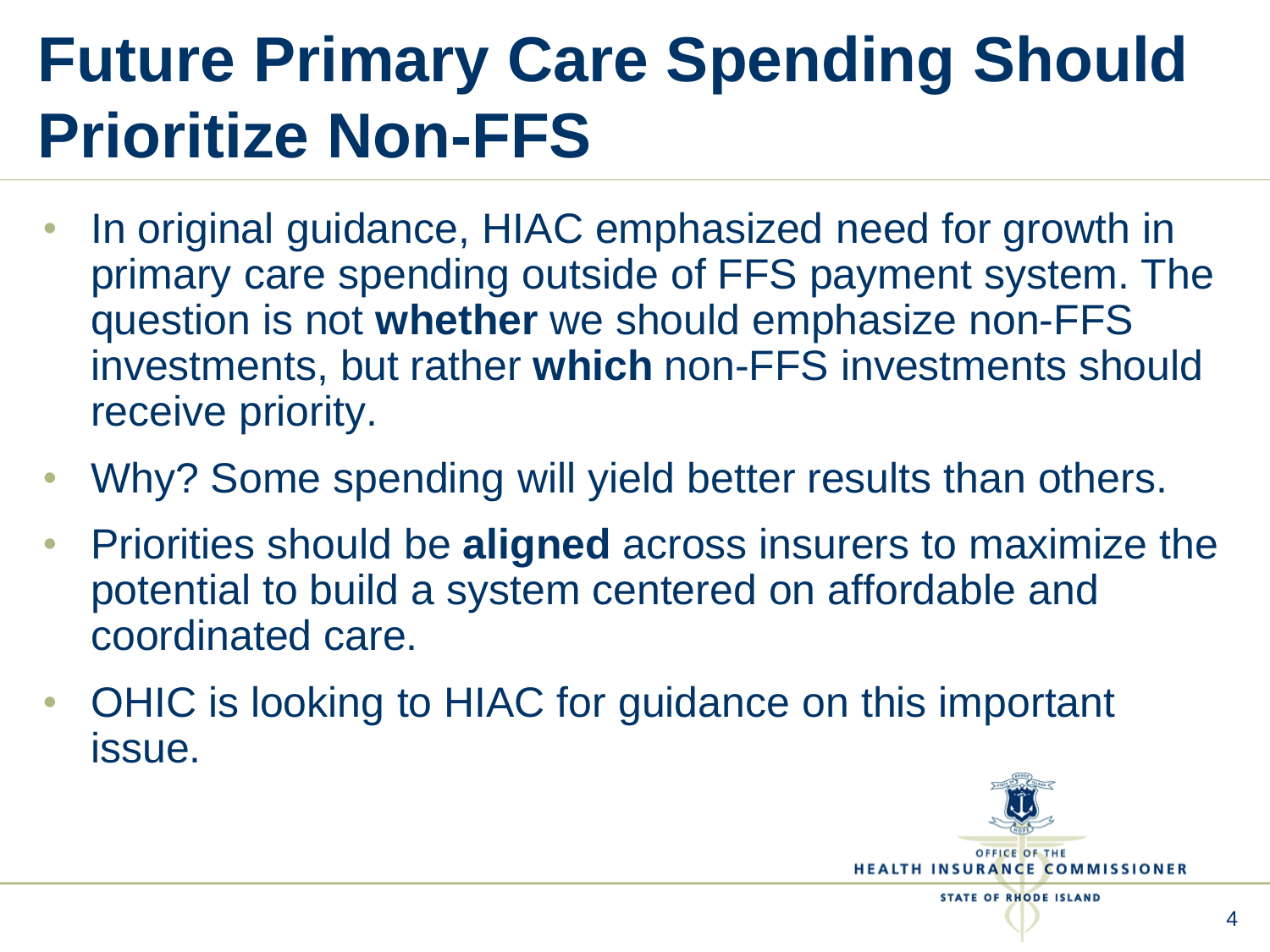# Future Primary Care Spending Should Prioritize Non-FFS

- In original guidance, HIAC emphasized need for growth in primary care spending outside of FFS payment system. The question is not **whether** we should emphasize non-FFS investments, but rather **which** non-FFS investments should receive priority.
- Why? Some spending will yield better results than others.
- Priorities should be **aligned** across insurers to maximize the potential to build a system centered on affordable and coordinated care.
- OHIC is looking to HIAC for guidance on this important issue.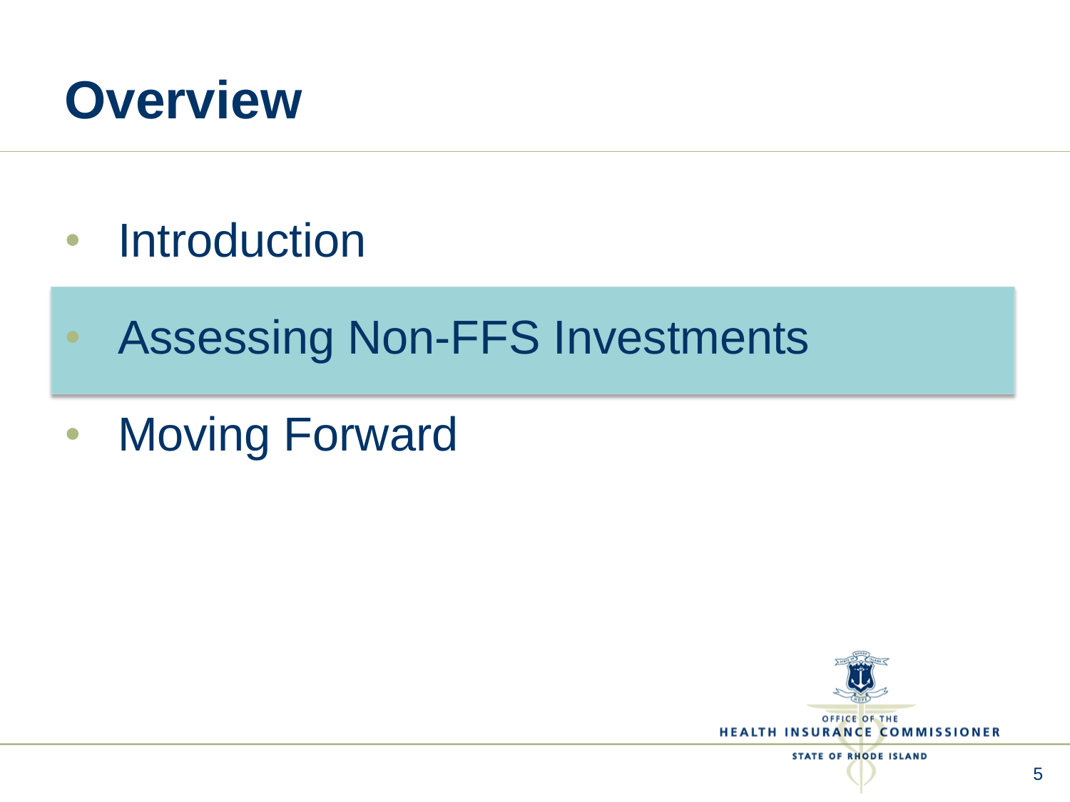# Overview

- Introduction
- Assessing Non-FFS Investments
- Moving Forward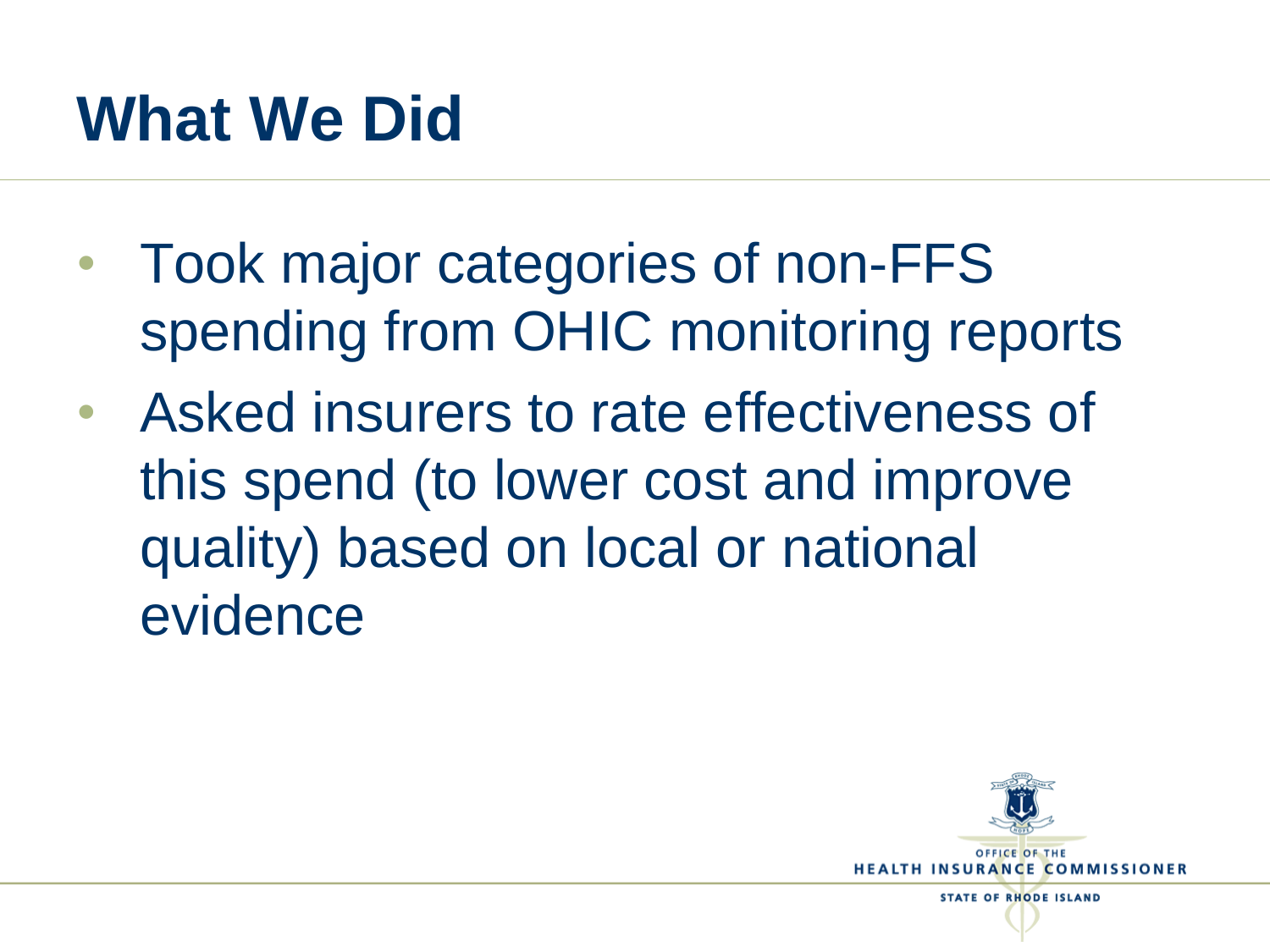# What We Did

- Took major categories of non-FFS spending from OHIC monitoring reports
- Asked insurers to rate effectiveness of this spend (to lower cost and improve quality) based on local or national evidence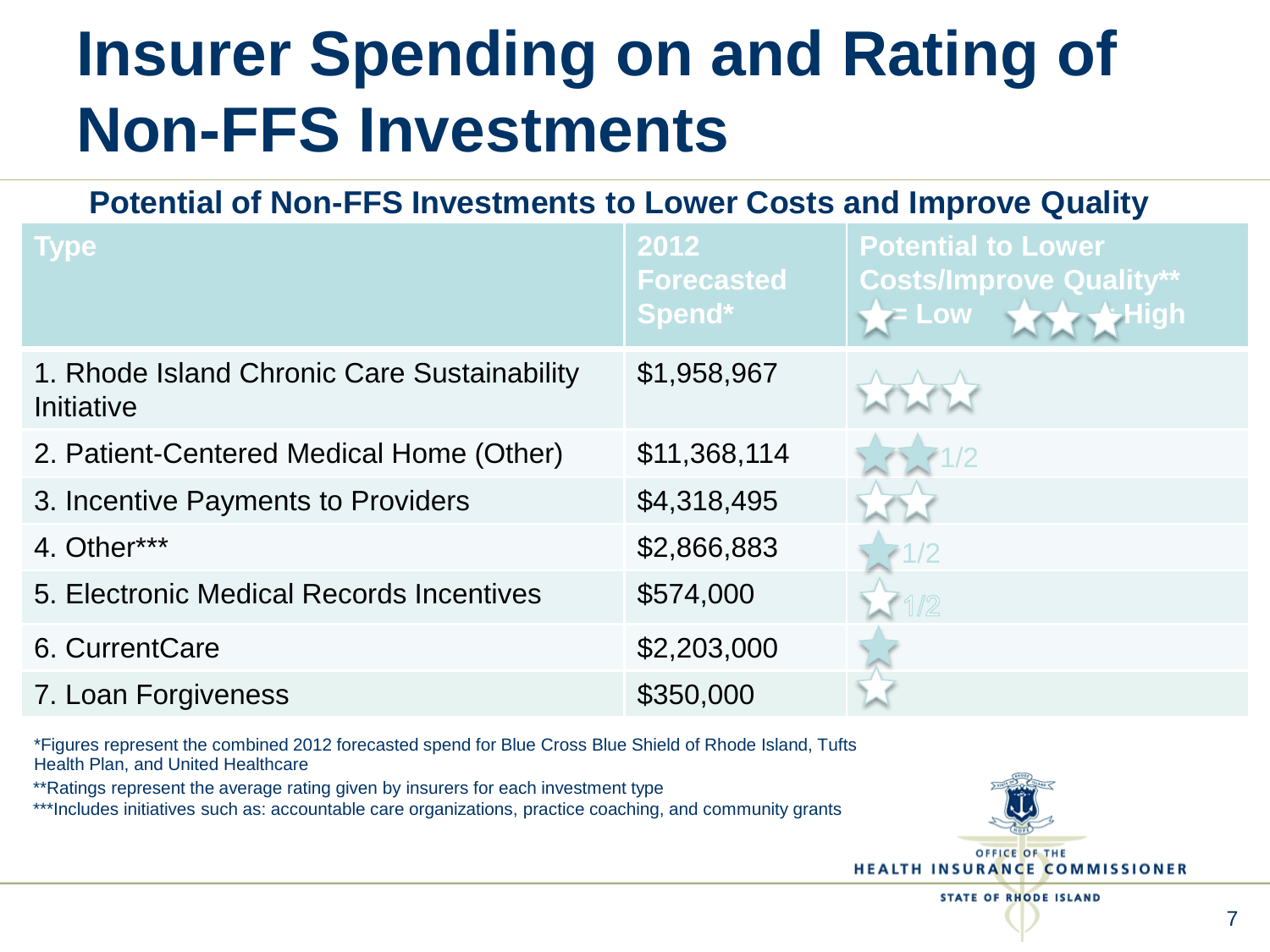# Insurer Spending on and Rating of Non-FFS Investments

### Potential of Non-FFS Investments to Lower Costs and Improve Quality

| Type | 2012 Forecasted Spend* | Potential to Lower Costs/Improve Quality** ★= Low ★★★=High |
|---|---|---|
| 1. Rhode Island Chronic Care Sustainability Initiative | $1,958,967 | ★★★ |
| 2. Patient-Centered Medical Home (Other) | $11,368,114 | ★★1/2 |
| 3. Incentive Payments to Providers | $4,318,495 | ★★ |
| 4. Other*** | $2,866,883 | ★1/2 |
| 5. Electronic Medical Records Incentives | $574,000 | ★1/2 |
| 6. CurrentCare | $2,203,000 | ★ |
| 7. Loan Forgiveness | $350,000 | ★ |

*Figures represent the combined 2012 forecasted spend for Blue Cross Blue Shield of Rhode Island, Tufts Health Plan, and United Healthcare

**Ratings represent the average rating given by insurers for each investment type

***Includes initiatives such as: accountable care organizations, practice coaching, and community grants

OFFICE OF THE HEALTH INSURANCE COMMISSIONER
STATE OF RHODE ISLAND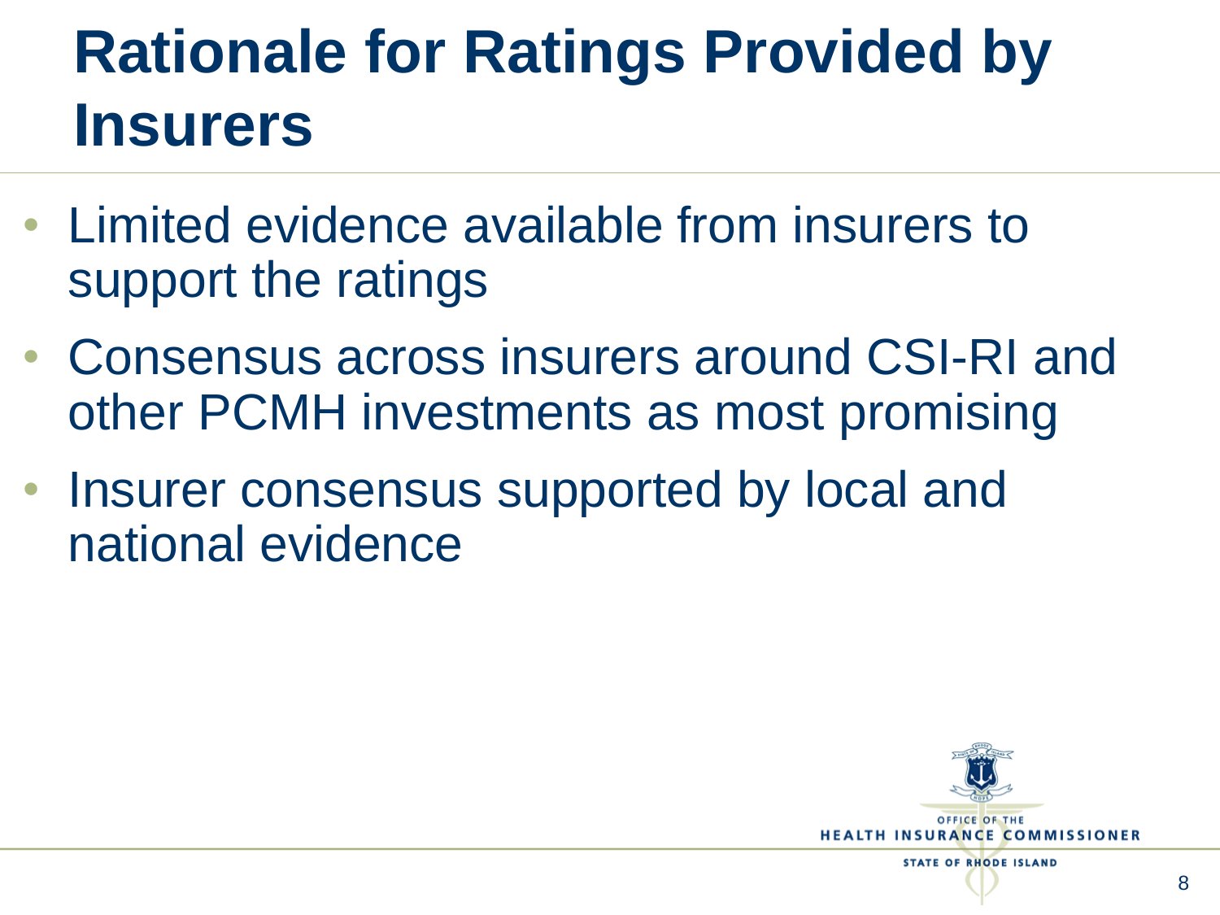# Rationale for Ratings Provided by Insurers

- Limited evidence available from insurers to support the ratings
- Consensus across insurers around CSI-RI and other PCMH investments as most promising
- Insurer consensus supported by local and national evidence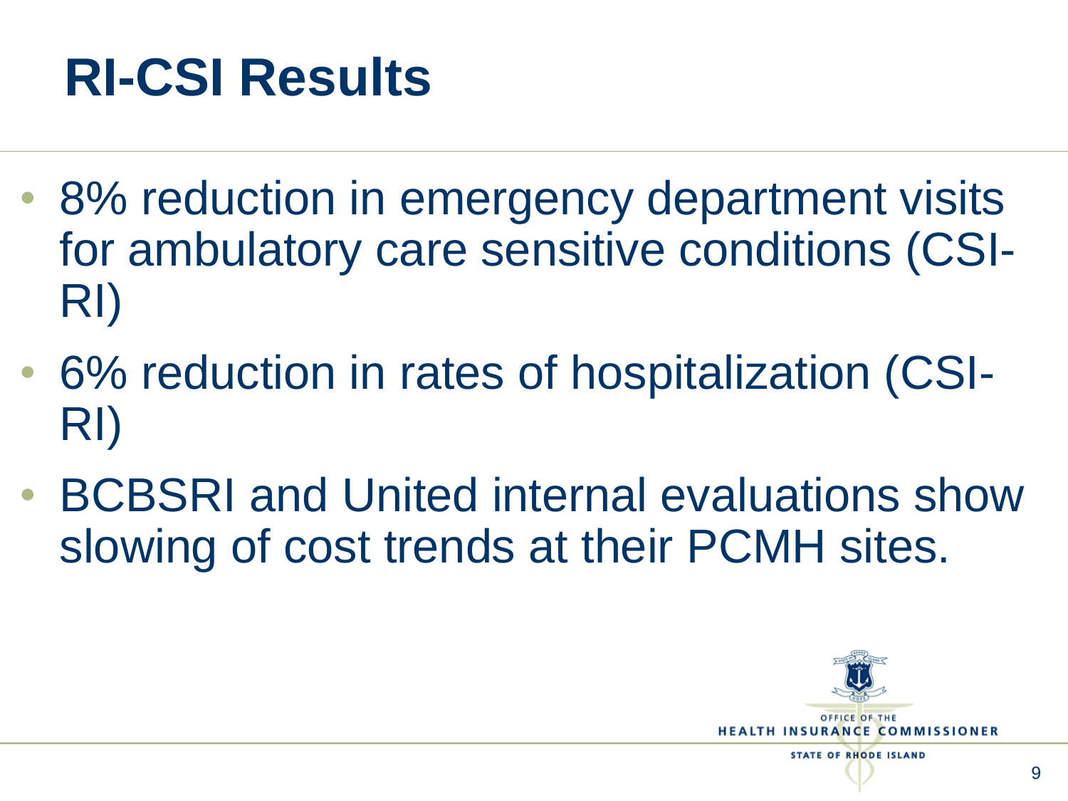# RI-CSI Results

- 8% reduction in emergency department visits for ambulatory care sensitive conditions (CSI-RI)
- 6% reduction in rates of hospitalization (CSI-RI)
- BCBSRI and United internal evaluations show slowing of cost trends at their PCMH sites.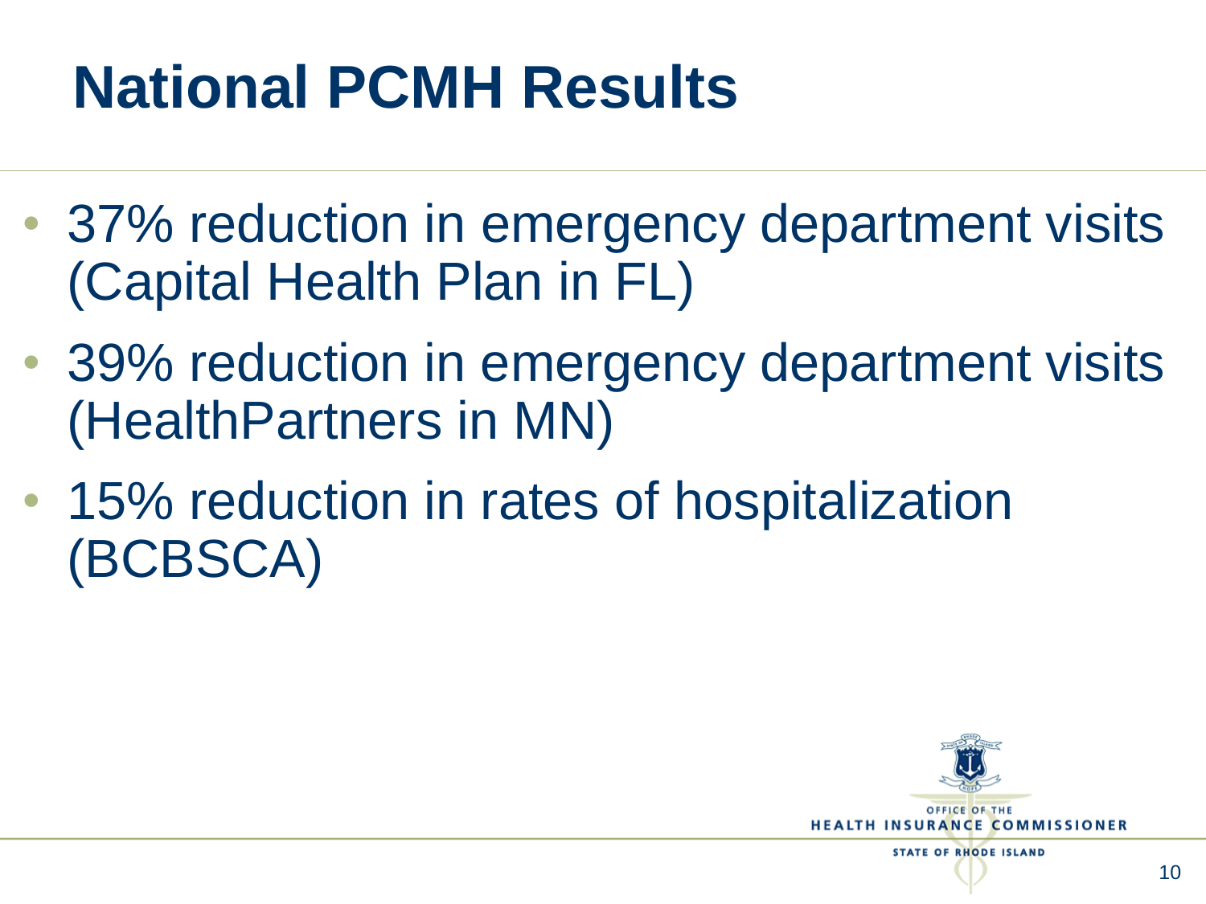# National PCMH Results

- 37% reduction in emergency department visits (Capital Health Plan in FL)
- 39% reduction in emergency department visits (HealthPartners in MN)
- 15% reduction in rates of hospitalization (BCBSCA)

OFFICE OF THE
HEALTH INSURANCE COMMISSIONER
STATE OF RHODE ISLAND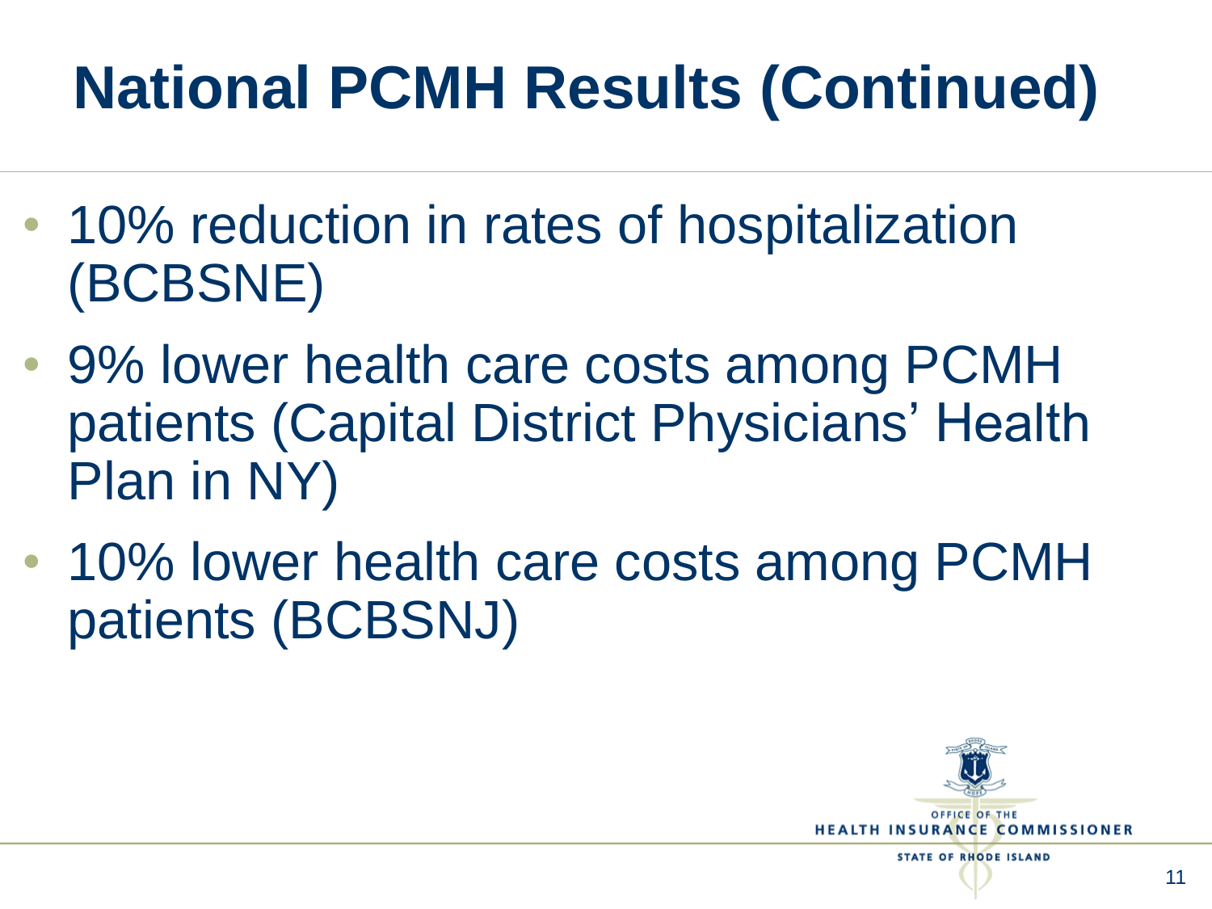# National PCMH Results (Continued)

- 10% reduction in rates of hospitalization (BCBSNE)
- 9% lower health care costs among PCMH patients (Capital District Physicians' Health Plan in NY)
- 10% lower health care costs among PCMH patients (BCBSNJ)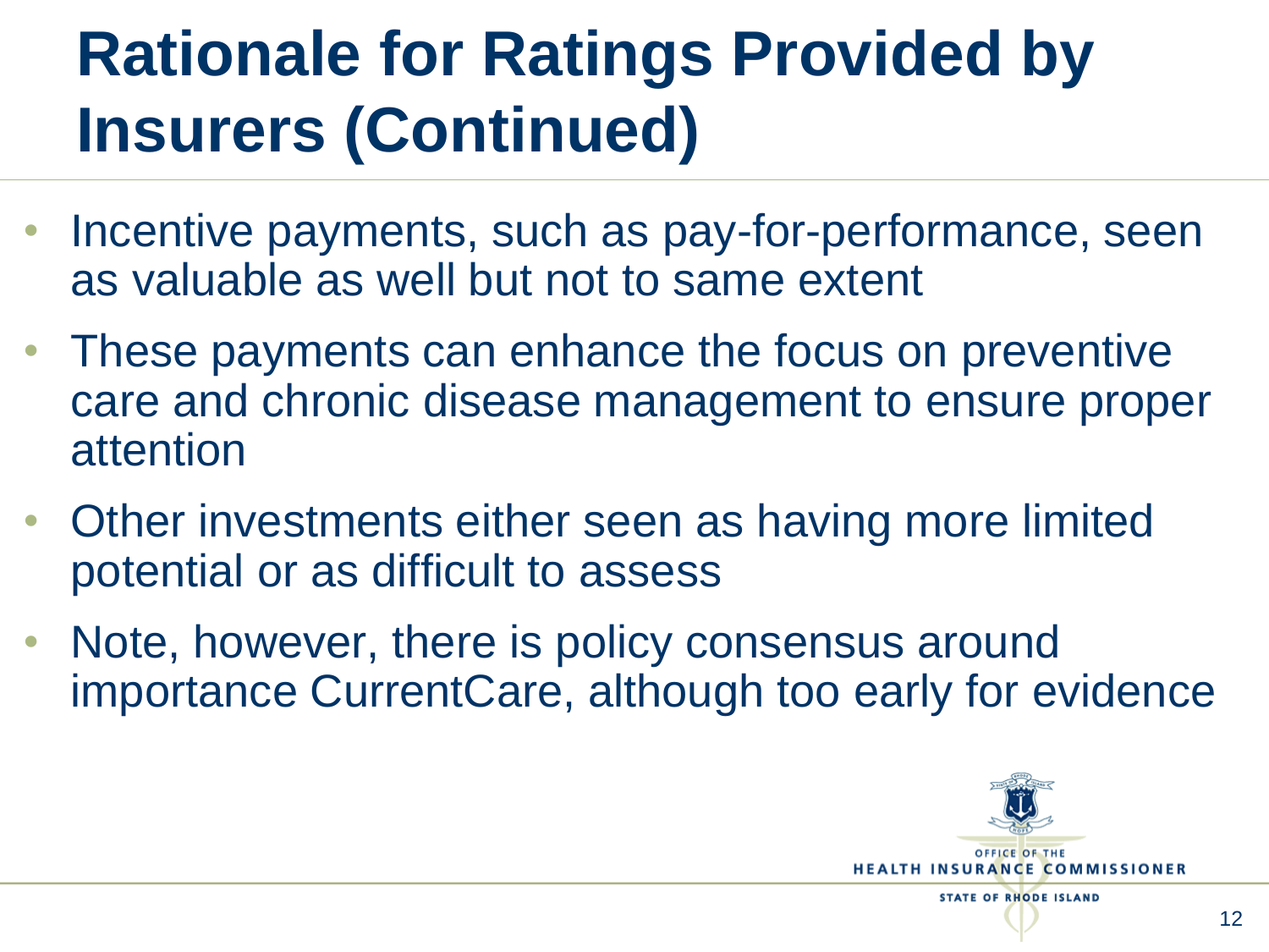# Rationale for Ratings Provided by Insurers (Continued)

- Incentive payments, such as pay-for-performance, seen as valuable as well but not to same extent
- These payments can enhance the focus on preventive care and chronic disease management to ensure proper attention
- Other investments either seen as having more limited potential or as difficult to assess
- Note, however, there is policy consensus around importance CurrentCare, although too early for evidence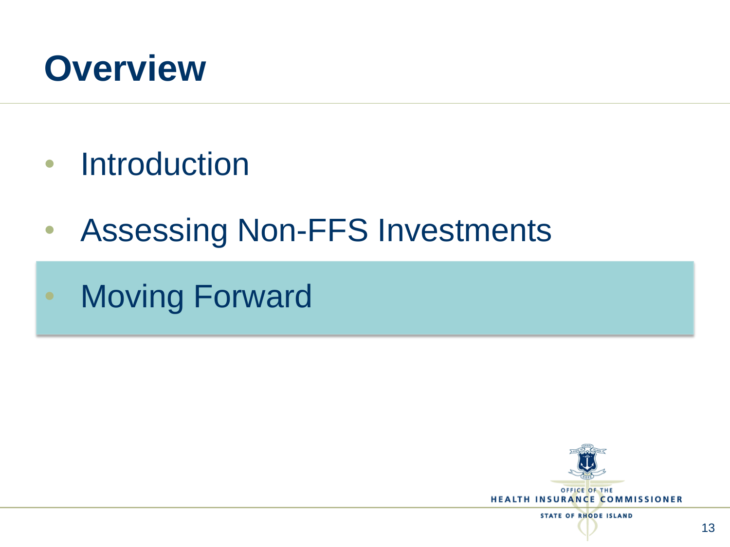# Overview

- Introduction
- Assessing Non-FFS Investments
- Moving Forward

OFFICE OF THE HEALTH INSURANCE COMMISSIONER STATE OF RHODE ISLAND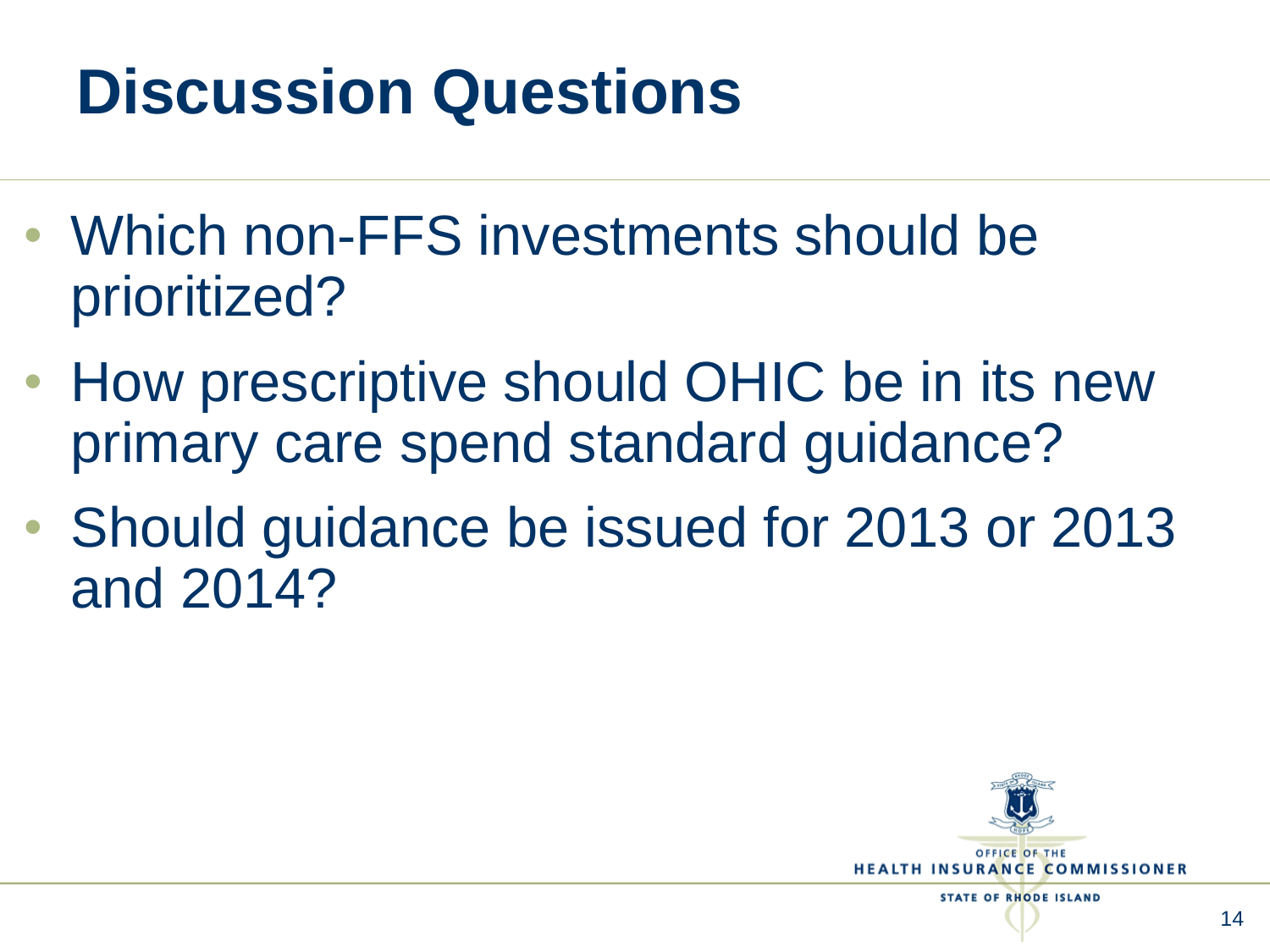# Discussion Questions

- Which non-FFS investments should be prioritized?
- How prescriptive should OHIC be in its new primary care spend standard guidance?
- Should guidance be issued for 2013 or 2013 and 2014?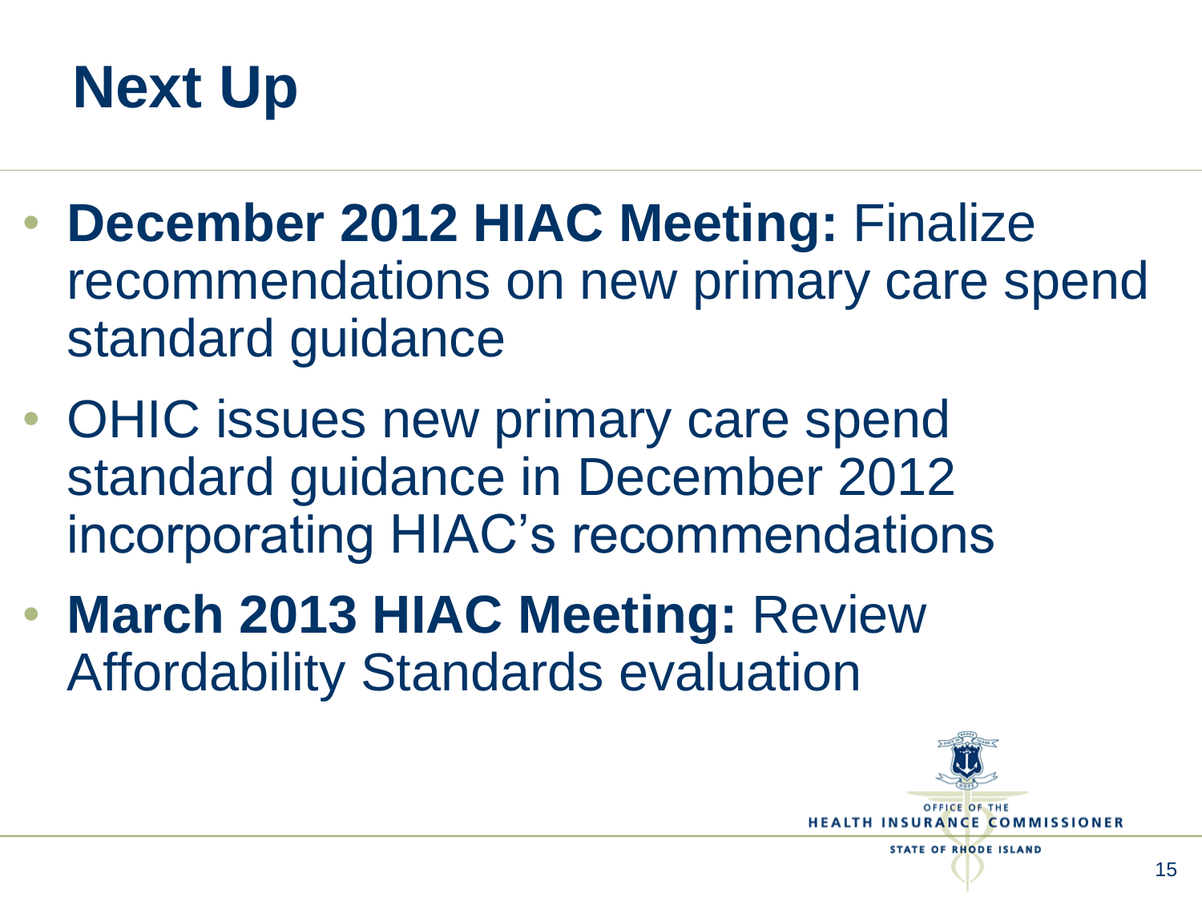# Next Up

- **December 2012 HIAC Meeting:** Finalize recommendations on new primary care spend standard guidance
- OHIC issues new primary care spend standard guidance in December 2012 incorporating HIAC's recommendations
- **March 2013 HIAC Meeting:** Review Affordability Standards evaluation

OFFICE OF THE
HEALTH INSURANCE COMMISSIONER
STATE OF RHODE ISLAND